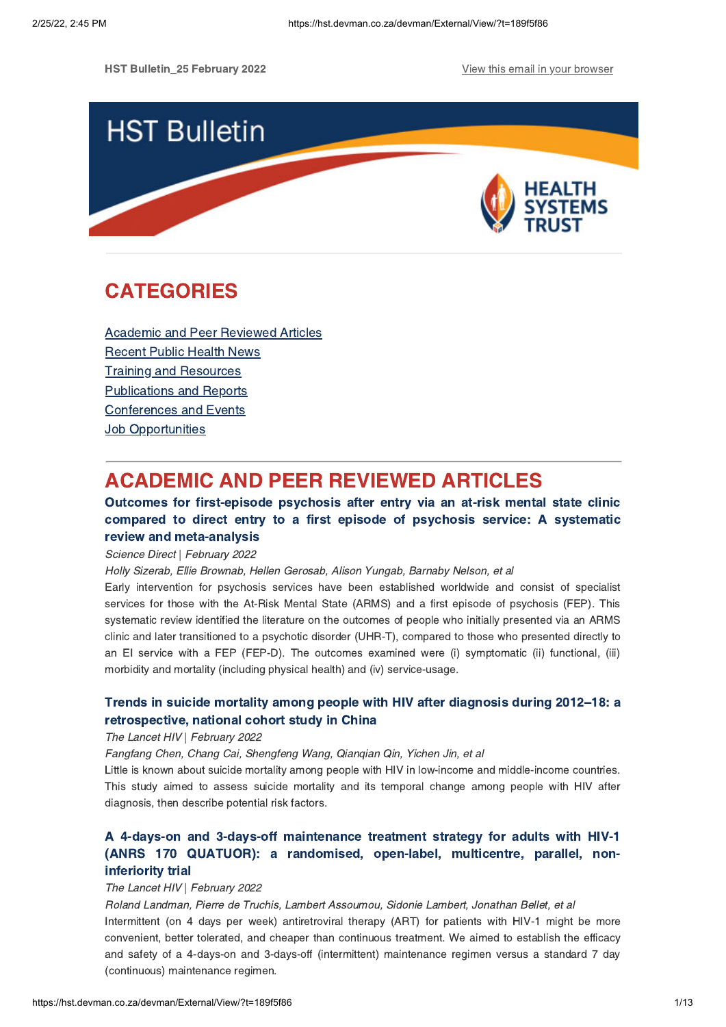HST Bulletin_25 February 2022

View this email in your browser

# HST Bulletin

HEALTH SYSTEMS TRUST

## CATEGORIES

Academic and Peer Reviewed Articles
Recent Public Health News
Training and Resources
Publications and Reports
Conferences and Events
Job Opportunities

## ACADEMIC AND PEER REVIEWED ARTICLES

### Outcomes for first-episode psychosis after entry via an at-risk mental state clinic compared to direct entry to a first episode of psychosis service: A systematic review and meta-analysis

*Science Direct* | *February 2022*

*Holly Sizerab, Ellie Brownab, Hellen Gerosab, Alison Yungab, Barnaby Nelson, et al*

Early intervention for psychosis services have been established worldwide and consist of specialist services for those with the At-Risk Mental State (ARMS) and a first episode of psychosis (FEP). This systematic review identified the literature on the outcomes of people who initially presented via an ARMS clinic and later transitioned to a psychotic disorder (UHR-T), compared to those who presented directly to an EI service with a FEP (FEP-D). The outcomes examined were (i) symptomatic (ii) functional, (iii) morbidity and mortality (including physical health) and (iv) service-usage.

### Trends in suicide mortality among people with HIV after diagnosis during 2012–18: a retrospective, national cohort study in China

*The Lancet HIV* | *February 2022*

*Fangfang Chen, Chang Cai, Shengfeng Wang, Qianqian Qin, Yichen Jin, et al*

Little is known about suicide mortality among people with HIV in low-income and middle-income countries. This study aimed to assess suicide mortality and its temporal change among people with HIV after diagnosis, then describe potential risk factors.

### A 4-days-on and 3-days-off maintenance treatment strategy for adults with HIV-1 (ANRS 170 QUATUOR): a randomised, open-label, multicentre, parallel, non-inferiority trial

*The Lancet HIV* | *February 2022*

*Roland Landman, Pierre de Truchis, Lambert Assoumou, Sidonie Lambert, Jonathan Bellet, et al*

Intermittent (on 4 days per week) antiretroviral therapy (ART) for patients with HIV-1 might be more convenient, better tolerated, and cheaper than continuous treatment. We aimed to establish the efficacy and safety of a 4-days-on and 3-days-off (intermittent) maintenance regimen versus a standard 7 day (continuous) maintenance regimen.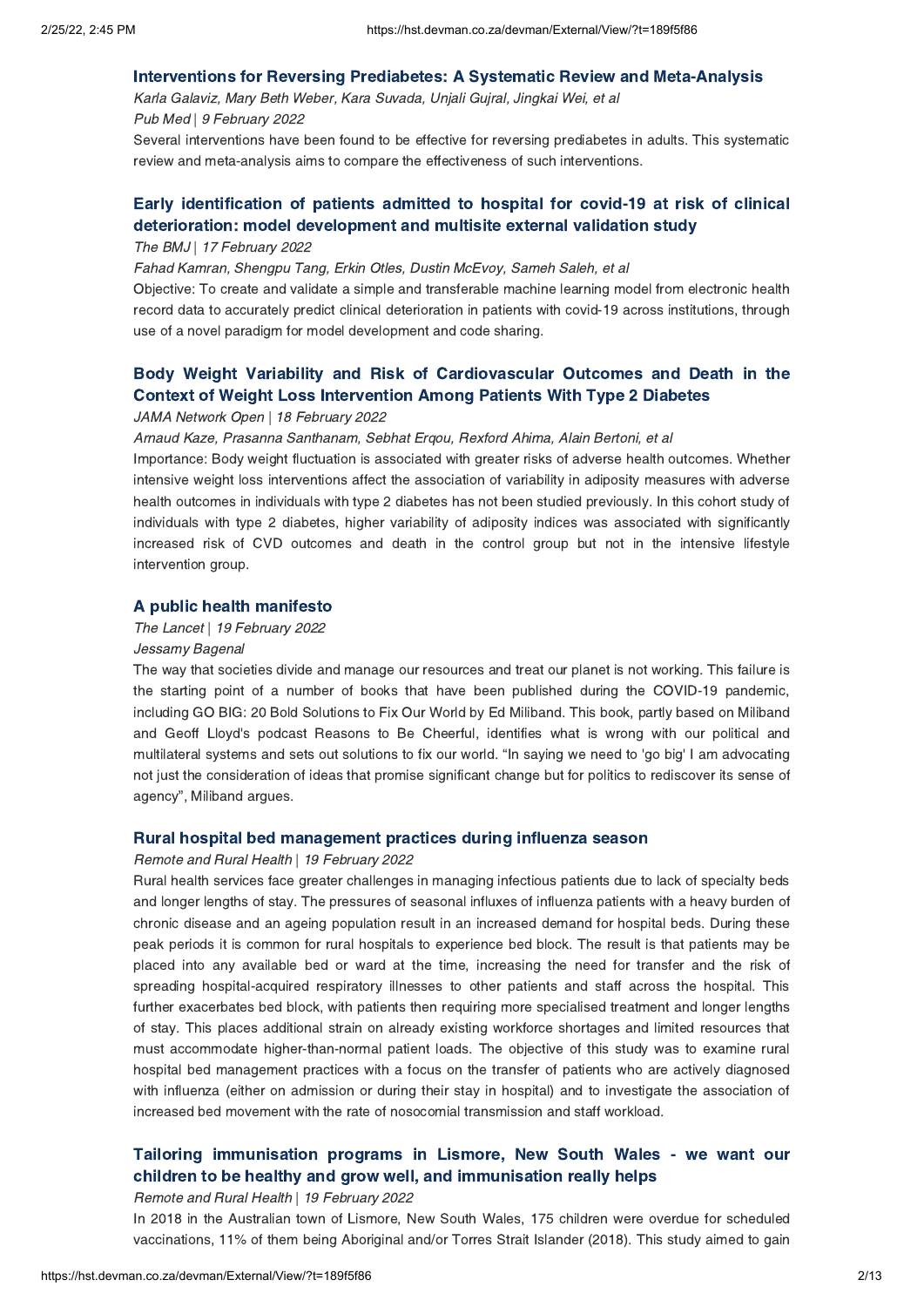### Interventions for Reversing Prediabetes: A Systematic Review and Meta-Analysis

*Karla Galaviz, Mary Beth Weber, Kara Suvada, Unjali Gujral, Jingkai Wei, et al*

*Pub Med | 9 February 2022*

Several interventions have been found to be effective for reversing prediabetes in adults. This systematic review and meta-analysis aims to compare the effectiveness of such interventions.

### Early identification of patients admitted to hospital for covid-19 at risk of clinical deterioration: model development and multisite external validation study

*The BMJ | 17 February 2022*

*Fahad Kamran, Shengpu Tang, Erkin Otles, Dustin McEvoy, Sameh Saleh, et al*

Objective: To create and validate a simple and transferable machine learning model from electronic health record data to accurately predict clinical deterioration in patients with covid-19 across institutions, through use of a novel paradigm for model development and code sharing.

### Body Weight Variability and Risk of Cardiovascular Outcomes and Death in the Context of Weight Loss Intervention Among Patients With Type 2 Diabetes

*JAMA Network Open | 18 February 2022*

*Arnaud Kaze, Prasanna Santhanam, Sebhat Erqou, Rexford Ahima, Alain Bertoni, et al*

Importance: Body weight fluctuation is associated with greater risks of adverse health outcomes. Whether intensive weight loss interventions affect the association of variability in adiposity measures with adverse health outcomes in individuals with type 2 diabetes has not been studied previously. In this cohort study of individuals with type 2 diabetes, higher variability of adiposity indices was associated with significantly increased risk of CVD outcomes and death in the control group but not in the intensive lifestyle intervention group.

### A public health manifesto

*The Lancet | 19 February 2022*

*Jessamy Bagenal*

The way that societies divide and manage our resources and treat our planet is not working. This failure is the starting point of a number of books that have been published during the COVID-19 pandemic, including GO BIG: 20 Bold Solutions to Fix Our World by Ed Miliband. This book, partly based on Miliband and Geoff Lloyd's podcast Reasons to Be Cheerful, identifies what is wrong with our political and multilateral systems and sets out solutions to fix our world. "In saying we need to 'go big' I am advocating not just the consideration of ideas that promise significant change but for politics to rediscover its sense of agency", Miliband argues.

### Rural hospital bed management practices during influenza season

*Remote and Rural Health | 19 February 2022*

Rural health services face greater challenges in managing infectious patients due to lack of specialty beds and longer lengths of stay. The pressures of seasonal influxes of influenza patients with a heavy burden of chronic disease and an ageing population result in an increased demand for hospital beds. During these peak periods it is common for rural hospitals to experience bed block. The result is that patients may be placed into any available bed or ward at the time, increasing the need for transfer and the risk of spreading hospital-acquired respiratory illnesses to other patients and staff across the hospital. This further exacerbates bed block, with patients then requiring more specialised treatment and longer lengths of stay. This places additional strain on already existing workforce shortages and limited resources that must accommodate higher-than-normal patient loads. The objective of this study was to examine rural hospital bed management practices with a focus on the transfer of patients who are actively diagnosed with influenza (either on admission or during their stay in hospital) and to investigate the association of increased bed movement with the rate of nosocomial transmission and staff workload.

### Tailoring immunisation programs in Lismore, New South Wales - we want our children to be healthy and grow well, and immunisation really helps

*Remote and Rural Health | 19 February 2022*

In 2018 in the Australian town of Lismore, New South Wales, 175 children were overdue for scheduled vaccinations, 11% of them being Aboriginal and/or Torres Strait Islander (2018). This study aimed to gain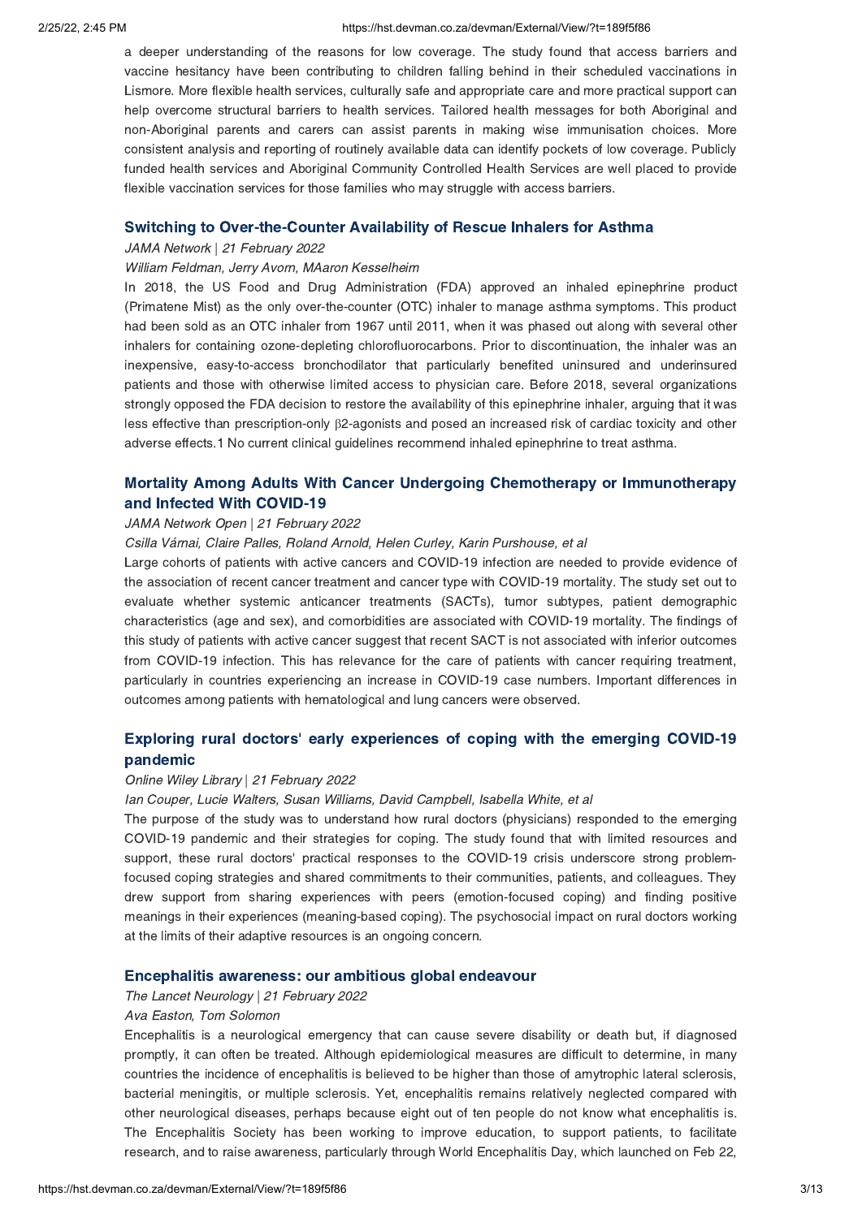a deeper understanding of the reasons for low coverage. The study found that access barriers and vaccine hesitancy have been contributing to children falling behind in their scheduled vaccinations in Lismore. More flexible health services, culturally safe and appropriate care and more practical support can help overcome structural barriers to health services. Tailored health messages for both Aboriginal and non-Aboriginal parents and carers can assist parents in making wise immunisation choices. More consistent analysis and reporting of routinely available data can identify pockets of low coverage. Publicly funded health services and Aboriginal Community Controlled Health Services are well placed to provide flexible vaccination services for those families who may struggle with access barriers.

### Switching to Over-the-Counter Availability of Rescue Inhalers for Asthma

*JAMA Network | 21 February 2022*

*William Feldman, Jerry Avorn, MAaron Kesselheim*

In 2018, the US Food and Drug Administration (FDA) approved an inhaled epinephrine product (Primatene Mist) as the only over-the-counter (OTC) inhaler to manage asthma symptoms. This product had been sold as an OTC inhaler from 1967 until 2011, when it was phased out along with several other inhalers for containing ozone-depleting chlorofluorocarbons. Prior to discontinuation, the inhaler was an inexpensive, easy-to-access bronchodilator that particularly benefited uninsured and underinsured patients and those with otherwise limited access to physician care. Before 2018, several organizations strongly opposed the FDA decision to restore the availability of this epinephrine inhaler, arguing that it was less effective than prescription-only β2-agonists and posed an increased risk of cardiac toxicity and other adverse effects.1 No current clinical guidelines recommend inhaled epinephrine to treat asthma.

### Mortality Among Adults With Cancer Undergoing Chemotherapy or Immunotherapy and Infected With COVID-19

*JAMA Network Open | 21 February 2022*

*Csilla Várnai, Claire Palles, Roland Arnold, Helen Curley, Karin Purshouse, et al*

Large cohorts of patients with active cancers and COVID-19 infection are needed to provide evidence of the association of recent cancer treatment and cancer type with COVID-19 mortality. The study set out to evaluate whether systemic anticancer treatments (SACTs), tumor subtypes, patient demographic characteristics (age and sex), and comorbidities are associated with COVID-19 mortality. The findings of this study of patients with active cancer suggest that recent SACT is not associated with inferior outcomes from COVID-19 infection. This has relevance for the care of patients with cancer requiring treatment, particularly in countries experiencing an increase in COVID-19 case numbers. Important differences in outcomes among patients with hematological and lung cancers were observed.

### Exploring rural doctors' early experiences of coping with the emerging COVID-19 pandemic

*Online Wiley Library | 21 February 2022*

*Ian Couper, Lucie Walters, Susan Williams, David Campbell, Isabella White, et al*

The purpose of the study was to understand how rural doctors (physicians) responded to the emerging COVID-19 pandemic and their strategies for coping. The study found that with limited resources and support, these rural doctors' practical responses to the COVID-19 crisis underscore strong problem-focused coping strategies and shared commitments to their communities, patients, and colleagues. They drew support from sharing experiences with peers (emotion-focused coping) and finding positive meanings in their experiences (meaning-based coping). The psychosocial impact on rural doctors working at the limits of their adaptive resources is an ongoing concern.

### Encephalitis awareness: our ambitious global endeavour

*The Lancet Neurology | 21 February 2022*

*Ava Easton, Tom Solomon*

Encephalitis is a neurological emergency that can cause severe disability or death but, if diagnosed promptly, it can often be treated. Although epidemiological measures are difficult to determine, in many countries the incidence of encephalitis is believed to be higher than those of amytrophic lateral sclerosis, bacterial meningitis, or multiple sclerosis. Yet, encephalitis remains relatively neglected compared with other neurological diseases, perhaps because eight out of ten people do not know what encephalitis is. The Encephalitis Society has been working to improve education, to support patients, to facilitate research, and to raise awareness, particularly through World Encephalitis Day, which launched on Feb 22,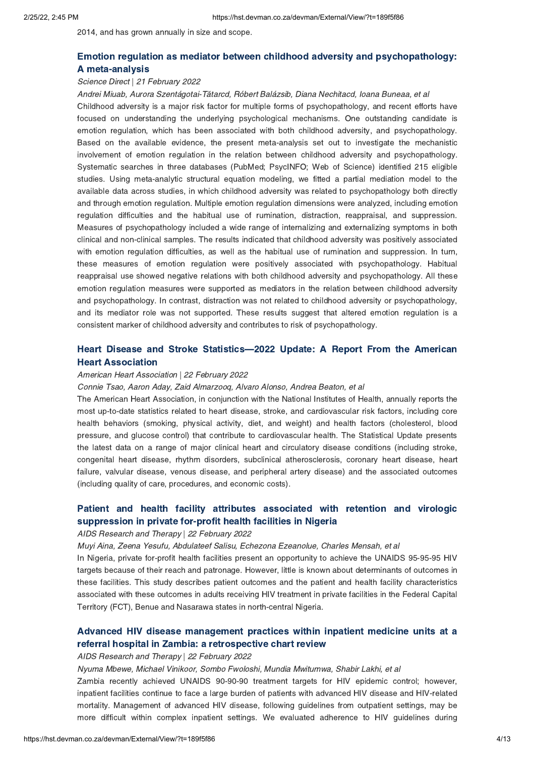2014, and has grown annually in size and scope.

## Emotion regulation as mediator between childhood adversity and psychopathology: A meta-analysis

*Science Direct | 21 February 2022*

*Andrei Miuab, Aurora Szentágotai-Tătarcd, Róbert Balázsib, Diana Nechitacd, Ioana Buneaa, et al*

Childhood adversity is a major risk factor for multiple forms of psychopathology, and recent efforts have focused on understanding the underlying psychological mechanisms. One outstanding candidate is emotion regulation, which has been associated with both childhood adversity, and psychopathology. Based on the available evidence, the present meta-analysis set out to investigate the mechanistic involvement of emotion regulation in the relation between childhood adversity and psychopathology. Systematic searches in three databases (PubMed; PsycINFO; Web of Science) identified 215 eligible studies. Using meta-analytic structural equation modeling, we fitted a partial mediation model to the available data across studies, in which childhood adversity was related to psychopathology both directly and through emotion regulation. Multiple emotion regulation dimensions were analyzed, including emotion regulation difficulties and the habitual use of rumination, distraction, reappraisal, and suppression. Measures of psychopathology included a wide range of internalizing and externalizing symptoms in both clinical and non-clinical samples. The results indicated that childhood adversity was positively associated with emotion regulation difficulties, as well as the habitual use of rumination and suppression. In turn, these measures of emotion regulation were positively associated with psychopathology. Habitual reappraisal use showed negative relations with both childhood adversity and psychopathology. All these emotion regulation measures were supported as mediators in the relation between childhood adversity and psychopathology. In contrast, distraction was not related to childhood adversity or psychopathology, and its mediator role was not supported. These results suggest that altered emotion regulation is a consistent marker of childhood adversity and contributes to risk of psychopathology.

## Heart Disease and Stroke Statistics—2022 Update: A Report From the American Heart Association

*American Heart Association | 22 February 2022*

*Connie Tsao, Aaron Aday, Zaid Almarzooq, Alvaro Alonso, Andrea Beaton, et al*

The American Heart Association, in conjunction with the National Institutes of Health, annually reports the most up-to-date statistics related to heart disease, stroke, and cardiovascular risk factors, including core health behaviors (smoking, physical activity, diet, and weight) and health factors (cholesterol, blood pressure, and glucose control) that contribute to cardiovascular health. The Statistical Update presents the latest data on a range of major clinical heart and circulatory disease conditions (including stroke, congenital heart disease, rhythm disorders, subclinical atherosclerosis, coronary heart disease, heart failure, valvular disease, venous disease, and peripheral artery disease) and the associated outcomes (including quality of care, procedures, and economic costs).

## Patient and health facility attributes associated with retention and virologic suppression in private for-profit health facilities in Nigeria

*AIDS Research and Therapy | 22 February 2022*

*Muyi Aina, Zeena Yesufu, Abdulateef Salisu, Echezona Ezeanolue, Charles Mensah, et al*

In Nigeria, private for-profit health facilities present an opportunity to achieve the UNAIDS 95-95-95 HIV targets because of their reach and patronage. However, little is known about determinants of outcomes in these facilities. This study describes patient outcomes and the patient and health facility characteristics associated with these outcomes in adults receiving HIV treatment in private facilities in the Federal Capital Territory (FCT), Benue and Nasarawa states in north-central Nigeria.

## Advanced HIV disease management practices within inpatient medicine units at a referral hospital in Zambia: a retrospective chart review

*AIDS Research and Therapy | 22 February 2022*

*Nyuma Mbewe, Michael Vinikoor, Sombo Fwoloshi, Mundia Mwitumwa, Shabir Lakhi, et al*

Zambia recently achieved UNAIDS 90-90-90 treatment targets for HIV epidemic control; however, inpatient facilities continue to face a large burden of patients with advanced HIV disease and HIV-related mortality. Management of advanced HIV disease, following guidelines from outpatient settings, may be more difficult within complex inpatient settings. We evaluated adherence to HIV guidelines during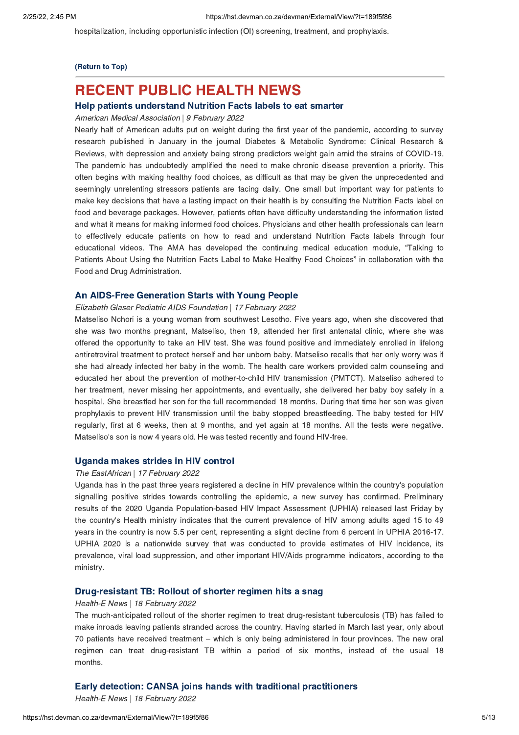hospitalization, including opportunistic infection (OI) screening, treatment, and prophylaxis.

**(Return to Top)**

---

# RECENT PUBLIC HEALTH NEWS

### Help patients understand Nutrition Facts labels to eat smarter

*American Medical Association* | *9 February 2022*

Nearly half of American adults put on weight during the first year of the pandemic, according to survey research published in January in the journal Diabetes & Metabolic Syndrome: Clinical Research & Reviews, with depression and anxiety being strong predictors weight gain amid the strains of COVID-19. The pandemic has undoubtedly amplified the need to make chronic disease prevention a priority. This often begins with making healthy food choices, as difficult as that may be given the unprecedented and seemingly unrelenting stressors patients are facing daily. One small but important way for patients to make key decisions that have a lasting impact on their health is by consulting the Nutrition Facts label on food and beverage packages. However, patients often have difficulty understanding the information listed and what it means for making informed food choices. Physicians and other health professionals can learn to effectively educate patients on how to read and understand Nutrition Facts labels through four educational videos. The AMA has developed the continuing medical education module, "Talking to Patients About Using the Nutrition Facts Label to Make Healthy Food Choices" in collaboration with the Food and Drug Administration.

### An AIDS-Free Generation Starts with Young People

*Elizabeth Glaser Pediatric AIDS Foundation* | *17 February 2022*

Matseliso Nchori is a young woman from southwest Lesotho. Five years ago, when she discovered that she was two months pregnant, Matseliso, then 19, attended her first antenatal clinic, where she was offered the opportunity to take an HIV test. She was found positive and immediately enrolled in lifelong antiretroviral treatment to protect herself and her unborn baby. Matseliso recalls that her only worry was if she had already infected her baby in the womb. The health care workers provided calm counseling and educated her about the prevention of mother-to-child HIV transmission (PMTCT). Matseliso adhered to her treatment, never missing her appointments, and eventually, she delivered her baby boy safely in a hospital. She breastfed her son for the full recommended 18 months. During that time her son was given prophylaxis to prevent HIV transmission until the baby stopped breastfeeding. The baby tested for HIV regularly, first at 6 weeks, then at 9 months, and yet again at 18 months. All the tests were negative. Matseliso's son is now 4 years old. He was tested recently and found HIV-free.

### Uganda makes strides in HIV control

*The EastAfrican* | *17 February 2022*

Uganda has in the past three years registered a decline in HIV prevalence within the country's population signalling positive strides towards controlling the epidemic, a new survey has confirmed. Preliminary results of the 2020 Uganda Population-based HIV Impact Assessment (UPHIA) released last Friday by the country's Health ministry indicates that the current prevalence of HIV among adults aged 15 to 49 years in the country is now 5.5 per cent, representing a slight decline from 6 percent in UPHIA 2016-17. UPHIA 2020 is a nationwide survey that was conducted to provide estimates of HIV incidence, its prevalence, viral load suppression, and other important HIV/Aids programme indicators, according to the ministry.

### Drug-resistant TB: Rollout of shorter regimen hits a snag

*Health-E News* | *18 February 2022*

The much-anticipated rollout of the shorter regimen to treat drug-resistant tuberculosis (TB) has failed to make inroads leaving patients stranded across the country. Having started in March last year, only about 70 patients have received treatment – which is only being administered in four provinces. The new oral regimen can treat drug-resistant TB within a period of six months, instead of the usual 18 months.

### Early detection: CANSA joins hands with traditional practitioners

*Health-E News* | *18 February 2022*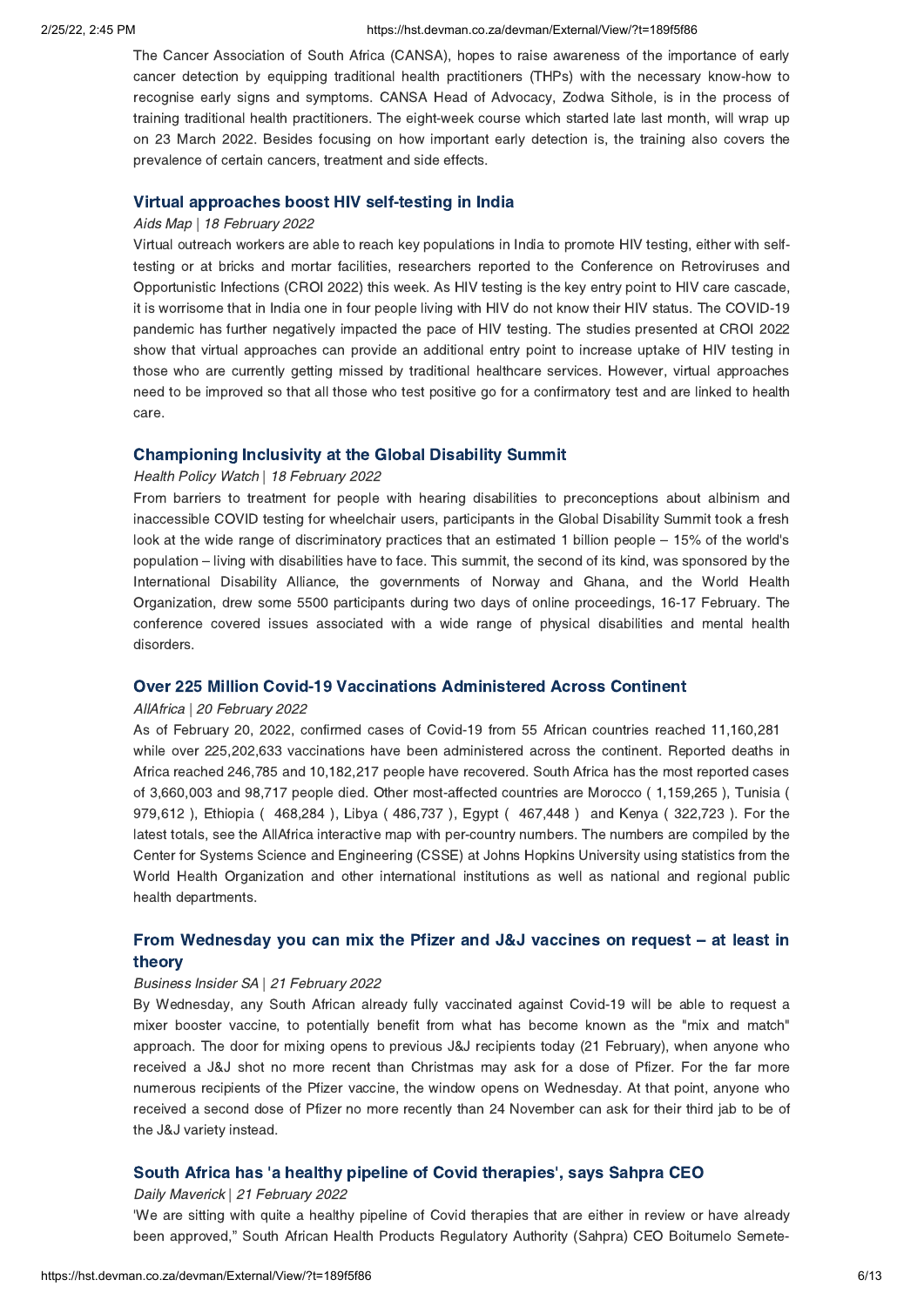The Cancer Association of South Africa (CANSA), hopes to raise awareness of the importance of early cancer detection by equipping traditional health practitioners (THPs) with the necessary know-how to recognise early signs and symptoms. CANSA Head of Advocacy, Zodwa Sithole, is in the process of training traditional health practitioners. The eight-week course which started late last month, will wrap up on 23 March 2022. Besides focusing on how important early detection is, the training also covers the prevalence of certain cancers, treatment and side effects.

### Virtual approaches boost HIV self-testing in India

*Aids Map | 18 February 2022*

Virtual outreach workers are able to reach key populations in India to promote HIV testing, either with self-testing or at bricks and mortar facilities, researchers reported to the Conference on Retroviruses and Opportunistic Infections (CROI 2022) this week. As HIV testing is the key entry point to HIV care cascade, it is worrisome that in India one in four people living with HIV do not know their HIV status. The COVID-19 pandemic has further negatively impacted the pace of HIV testing. The studies presented at CROI 2022 show that virtual approaches can provide an additional entry point to increase uptake of HIV testing in those who are currently getting missed by traditional healthcare services. However, virtual approaches need to be improved so that all those who test positive go for a confirmatory test and are linked to health care.

### Championing Inclusivity at the Global Disability Summit

*Health Policy Watch | 18 February 2022*

From barriers to treatment for people with hearing disabilities to preconceptions about albinism and inaccessible COVID testing for wheelchair users, participants in the Global Disability Summit took a fresh look at the wide range of discriminatory practices that an estimated 1 billion people – 15% of the world's population – living with disabilities have to face. This summit, the second of its kind, was sponsored by the International Disability Alliance, the governments of Norway and Ghana, and the World Health Organization, drew some 5500 participants during two days of online proceedings, 16-17 February. The conference covered issues associated with a wide range of physical disabilities and mental health disorders.

### Over 225 Million Covid-19 Vaccinations Administered Across Continent

*AllAfrica | 20 February 2022*

As of February 20, 2022, confirmed cases of Covid-19 from 55 African countries reached 11,160,281 while over 225,202,633 vaccinations have been administered across the continent. Reported deaths in Africa reached 246,785 and 10,182,217 people have recovered. South Africa has the most reported cases of 3,660,003 and 98,717 people died. Other most-affected countries are Morocco ( 1,159,265 ), Tunisia ( 979,612 ), Ethiopia ( 468,284 ), Libya ( 486,737 ), Egypt ( 467,448 ) and Kenya ( 322,723 ). For the latest totals, see the AllAfrica interactive map with per-country numbers. The numbers are compiled by the Center for Systems Science and Engineering (CSSE) at Johns Hopkins University using statistics from the World Health Organization and other international institutions as well as national and regional public health departments.

### From Wednesday you can mix the Pfizer and J&J vaccines on request – at least in theory

*Business Insider SA | 21 February 2022*

By Wednesday, any South African already fully vaccinated against Covid-19 will be able to request a mixer booster vaccine, to potentially benefit from what has become known as the "mix and match" approach. The door for mixing opens to previous J&J recipients today (21 February), when anyone who received a J&J shot no more recent than Christmas may ask for a dose of Pfizer. For the far more numerous recipients of the Pfizer vaccine, the window opens on Wednesday. At that point, anyone who received a second dose of Pfizer no more recently than 24 November can ask for their third jab to be of the J&J variety instead.

### South Africa has 'a healthy pipeline of Covid therapies', says Sahpra CEO

*Daily Maverick | 21 February 2022*

'We are sitting with quite a healthy pipeline of Covid therapies that are either in review or have already been approved," South African Health Products Regulatory Authority (Sahpra) CEO Boitumelo Semete-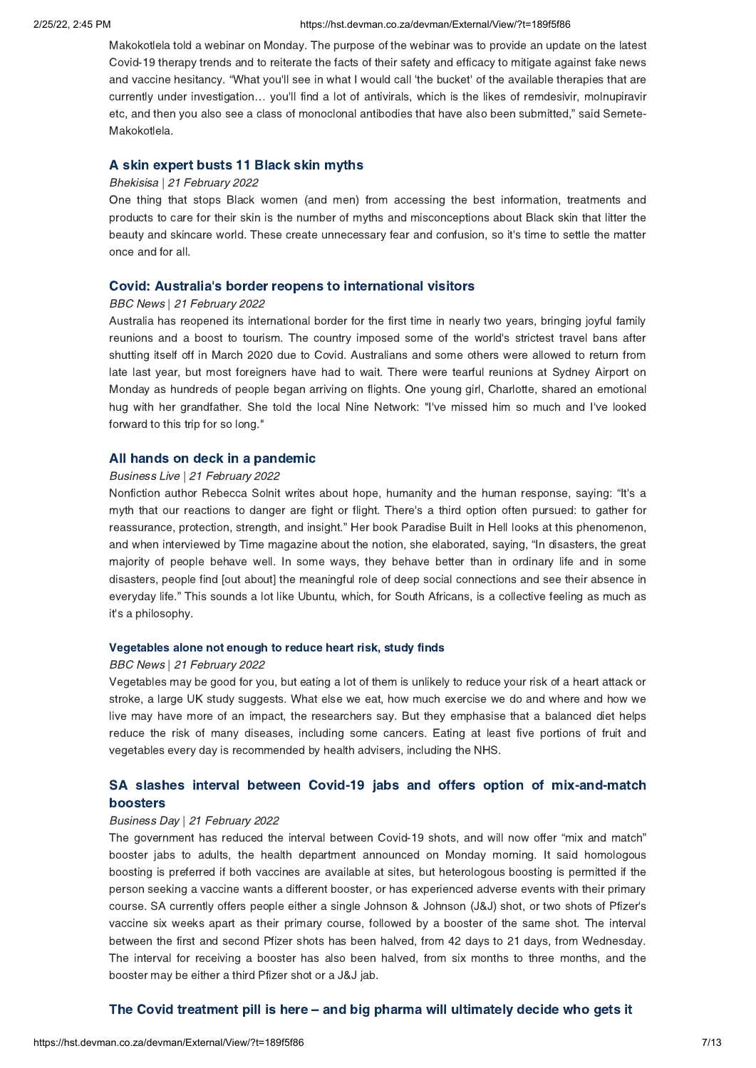Makokotlela told a webinar on Monday. The purpose of the webinar was to provide an update on the latest Covid-19 therapy trends and to reiterate the facts of their safety and efficacy to mitigate against fake news and vaccine hesitancy. "What you'll see in what I would call 'the bucket' of the available therapies that are currently under investigation… you'll find a lot of antivirals, which is the likes of remdesivir, molnupiravir etc, and then you also see a class of monoclonal antibodies that have also been submitted," said Semete-Makokotlela.

### A skin expert busts 11 Black skin myths

*Bhekisisa | 21 February 2022*

One thing that stops Black women (and men) from accessing the best information, treatments and products to care for their skin is the number of myths and misconceptions about Black skin that litter the beauty and skincare world. These create unnecessary fear and confusion, so it's time to settle the matter once and for all.

### Covid: Australia's border reopens to international visitors

*BBC News | 21 February 2022*

Australia has reopened its international border for the first time in nearly two years, bringing joyful family reunions and a boost to tourism. The country imposed some of the world's strictest travel bans after shutting itself off in March 2020 due to Covid. Australians and some others were allowed to return from late last year, but most foreigners have had to wait. There were tearful reunions at Sydney Airport on Monday as hundreds of people began arriving on flights. One young girl, Charlotte, shared an emotional hug with her grandfather. She told the local Nine Network: "I've missed him so much and I've looked forward to this trip for so long."

### All hands on deck in a pandemic

*Business Live | 21 February 2022*

Nonfiction author Rebecca Solnit writes about hope, humanity and the human response, saying: "It's a myth that our reactions to danger are fight or flight. There's a third option often pursued: to gather for reassurance, protection, strength, and insight." Her book Paradise Built in Hell looks at this phenomenon, and when interviewed by Time magazine about the notion, she elaborated, saying, "In disasters, the great majority of people behave well. In some ways, they behave better than in ordinary life and in some disasters, people find [out about] the meaningful role of deep social connections and see their absence in everyday life." This sounds a lot like Ubuntu, which, for South Africans, is a collective feeling as much as it's a philosophy.

#### Vegetables alone not enough to reduce heart risk, study finds

*BBC News | 21 February 2022*

Vegetables may be good for you, but eating a lot of them is unlikely to reduce your risk of a heart attack or stroke, a large UK study suggests. What else we eat, how much exercise we do and where and how we live may have more of an impact, the researchers say. But they emphasise that a balanced diet helps reduce the risk of many diseases, including some cancers. Eating at least five portions of fruit and vegetables every day is recommended by health advisers, including the NHS.

### SA slashes interval between Covid-19 jabs and offers option of mix-and-match boosters

*Business Day | 21 February 2022*

The government has reduced the interval between Covid-19 shots, and will now offer "mix and match" booster jabs to adults, the health department announced on Monday morning. It said homologous boosting is preferred if both vaccines are available at sites, but heterologous boosting is permitted if the person seeking a vaccine wants a different booster, or has experienced adverse events with their primary course. SA currently offers people either a single Johnson & Johnson (J&J) shot, or two shots of Pfizer's vaccine six weeks apart as their primary course, followed by a booster of the same shot. The interval between the first and second Pfizer shots has been halved, from 42 days to 21 days, from Wednesday. The interval for receiving a booster has also been halved, from six months to three months, and the booster may be either a third Pfizer shot or a J&J jab.

### The Covid treatment pill is here – and big pharma will ultimately decide who gets it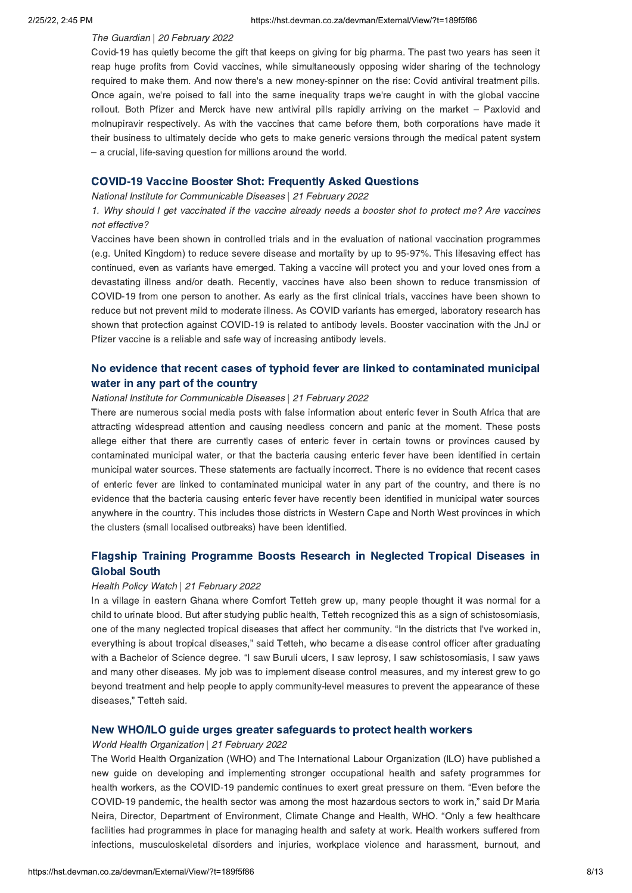*The Guardian | 20 February 2022*

Covid-19 has quietly become the gift that keeps on giving for big pharma. The past two years has seen it reap huge profits from Covid vaccines, while simultaneously opposing wider sharing of the technology required to make them. And now there's a new money-spinner on the rise: Covid antiviral treatment pills. Once again, we're poised to fall into the same inequality traps we're caught in with the global vaccine rollout. Both Pfizer and Merck have new antiviral pills rapidly arriving on the market – Paxlovid and molnupiravir respectively. As with the vaccines that came before them, both corporations have made it their business to ultimately decide who gets to make generic versions through the medical patent system – a crucial, life-saving question for millions around the world.

## COVID-19 Vaccine Booster Shot: Frequently Asked Questions

*National Institute for Communicable Diseases | 21 February 2022*

*1. Why should I get vaccinated if the vaccine already needs a booster shot to protect me? Are vaccines not effective?*

Vaccines have been shown in controlled trials and in the evaluation of national vaccination programmes (e.g. United Kingdom) to reduce severe disease and mortality by up to 95-97%. This lifesaving effect has continued, even as variants have emerged. Taking a vaccine will protect you and your loved ones from a devastating illness and/or death. Recently, vaccines have also been shown to reduce transmission of COVID-19 from one person to another. As early as the first clinical trials, vaccines have been shown to reduce but not prevent mild to moderate illness. As COVID variants has emerged, laboratory research has shown that protection against COVID-19 is related to antibody levels. Booster vaccination with the JnJ or Pfizer vaccine is a reliable and safe way of increasing antibody levels.

## No evidence that recent cases of typhoid fever are linked to contaminated municipal water in any part of the country

*National Institute for Communicable Diseases | 21 February 2022*

There are numerous social media posts with false information about enteric fever in South Africa that are attracting widespread attention and causing needless concern and panic at the moment. These posts allege either that there are currently cases of enteric fever in certain towns or provinces caused by contaminated municipal water, or that the bacteria causing enteric fever have been identified in certain municipal water sources. These statements are factually incorrect. There is no evidence that recent cases of enteric fever are linked to contaminated municipal water in any part of the country, and there is no evidence that the bacteria causing enteric fever have recently been identified in municipal water sources anywhere in the country. This includes those districts in Western Cape and North West provinces in which the clusters (small localised outbreaks) have been identified.

## Flagship Training Programme Boosts Research in Neglected Tropical Diseases in Global South

*Health Policy Watch | 21 February 2022*

In a village in eastern Ghana where Comfort Tetteh grew up, many people thought it was normal for a child to urinate blood. But after studying public health, Tetteh recognized this as a sign of schistosomiasis, one of the many neglected tropical diseases that affect her community. "In the districts that I've worked in, everything is about tropical diseases," said Tetteh, who became a disease control officer after graduating with a Bachelor of Science degree. "I saw Buruli ulcers, I saw leprosy, I saw schistosomiasis, I saw yaws and many other diseases. My job was to implement disease control measures, and my interest grew to go beyond treatment and help people to apply community-level measures to prevent the appearance of these diseases," Tetteh said.

## New WHO/ILO guide urges greater safeguards to protect health workers

*World Health Organization | 21 February 2022*

The World Health Organization (WHO) and The International Labour Organization (ILO) have published a new guide on developing and implementing stronger occupational health and safety programmes for health workers, as the COVID-19 pandemic continues to exert great pressure on them. "Even before the COVID-19 pandemic, the health sector was among the most hazardous sectors to work in," said Dr Maria Neira, Director, Department of Environment, Climate Change and Health, WHO. "Only a few healthcare facilities had programmes in place for managing health and safety at work. Health workers suffered from infections, musculoskeletal disorders and injuries, workplace violence and harassment, burnout, and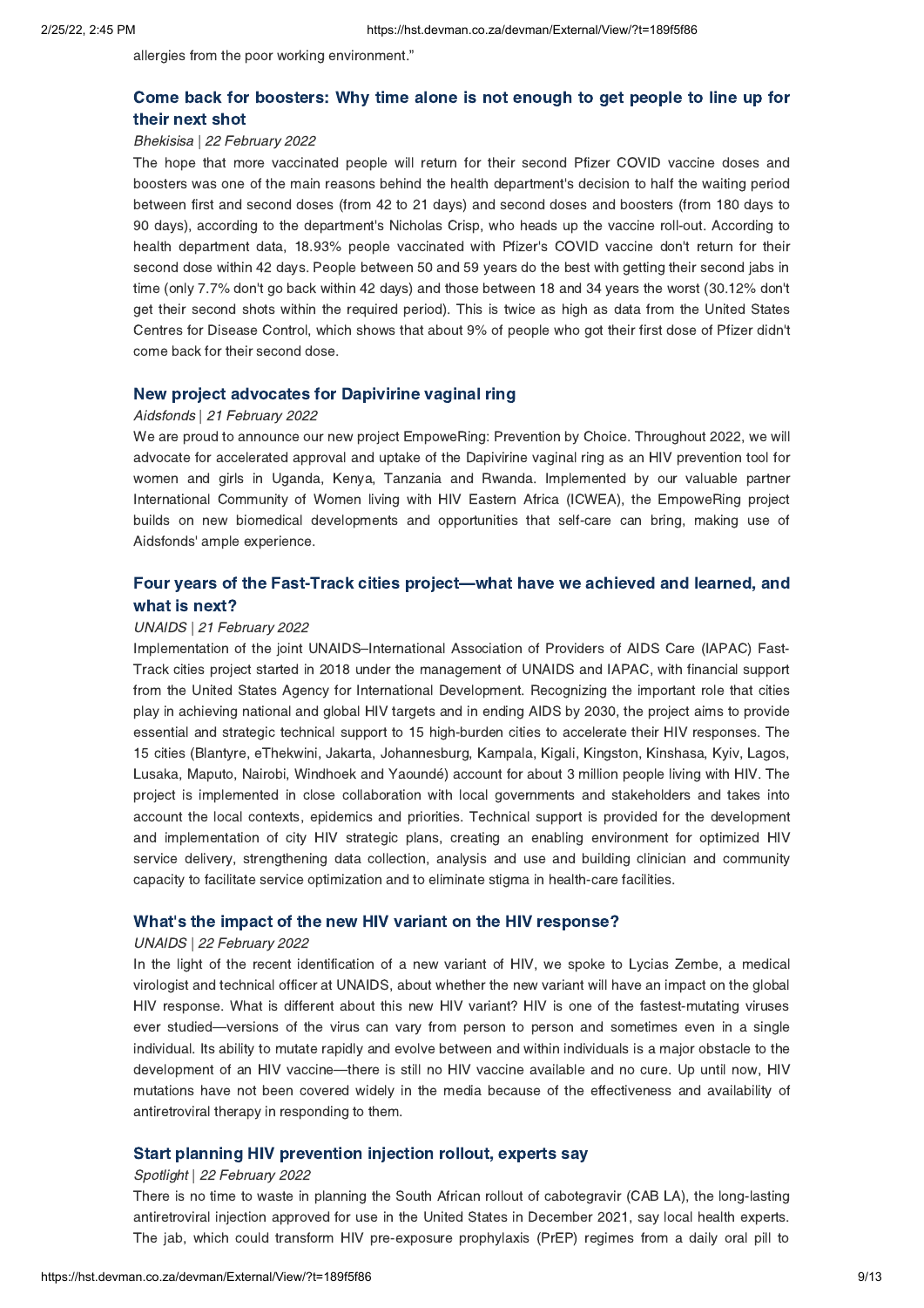allergies from the poor working environment."

### Come back for boosters: Why time alone is not enough to get people to line up for their next shot

*Bhekisisa | 22 February 2022*

The hope that more vaccinated people will return for their second Pfizer COVID vaccine doses and boosters was one of the main reasons behind the health department's decision to half the waiting period between first and second doses (from 42 to 21 days) and second doses and boosters (from 180 days to 90 days), according to the department's Nicholas Crisp, who heads up the vaccine roll-out. According to health department data, 18.93% people vaccinated with Pfizer's COVID vaccine don't return for their second dose within 42 days. People between 50 and 59 years do the best with getting their second jabs in time (only 7.7% don't go back within 42 days) and those between 18 and 34 years the worst (30.12% don't get their second shots within the required period). This is twice as high as data from the United States Centres for Disease Control, which shows that about 9% of people who got their first dose of Pfizer didn't come back for their second dose.

### New project advocates for Dapivirine vaginal ring

*Aidsfonds | 21 February 2022*

We are proud to announce our new project EmpoweRing: Prevention by Choice. Throughout 2022, we will advocate for accelerated approval and uptake of the Dapivirine vaginal ring as an HIV prevention tool for women and girls in Uganda, Kenya, Tanzania and Rwanda. Implemented by our valuable partner International Community of Women living with HIV Eastern Africa (ICWEA), the EmpoweRing project builds on new biomedical developments and opportunities that self-care can bring, making use of Aidsfonds' ample experience.

### Four years of the Fast-Track cities project—what have we achieved and learned, and what is next?

*UNAIDS | 21 February 2022*

Implementation of the joint UNAIDS–International Association of Providers of AIDS Care (IAPAC) Fast-Track cities project started in 2018 under the management of UNAIDS and IAPAC, with financial support from the United States Agency for International Development. Recognizing the important role that cities play in achieving national and global HIV targets and in ending AIDS by 2030, the project aims to provide essential and strategic technical support to 15 high-burden cities to accelerate their HIV responses. The 15 cities (Blantyre, eThekwini, Jakarta, Johannesburg, Kampala, Kigali, Kingston, Kinshasa, Kyiv, Lagos, Lusaka, Maputo, Nairobi, Windhoek and Yaoundé) account for about 3 million people living with HIV. The project is implemented in close collaboration with local governments and stakeholders and takes into account the local contexts, epidemics and priorities. Technical support is provided for the development and implementation of city HIV strategic plans, creating an enabling environment for optimized HIV service delivery, strengthening data collection, analysis and use and building clinician and community capacity to facilitate service optimization and to eliminate stigma in health-care facilities.

### What's the impact of the new HIV variant on the HIV response?

*UNAIDS | 22 February 2022*

In the light of the recent identification of a new variant of HIV, we spoke to Lycias Zembe, a medical virologist and technical officer at UNAIDS, about whether the new variant will have an impact on the global HIV response. What is different about this new HIV variant? HIV is one of the fastest-mutating viruses ever studied—versions of the virus can vary from person to person and sometimes even in a single individual. Its ability to mutate rapidly and evolve between and within individuals is a major obstacle to the development of an HIV vaccine—there is still no HIV vaccine available and no cure. Up until now, HIV mutations have not been covered widely in the media because of the effectiveness and availability of antiretroviral therapy in responding to them.

### Start planning HIV prevention injection rollout, experts say

*Spotlight | 22 February 2022*

There is no time to waste in planning the South African rollout of cabotegravir (CAB LA), the long-lasting antiretroviral injection approved for use in the United States in December 2021, say local health experts. The jab, which could transform HIV pre-exposure prophylaxis (PrEP) regimes from a daily oral pill to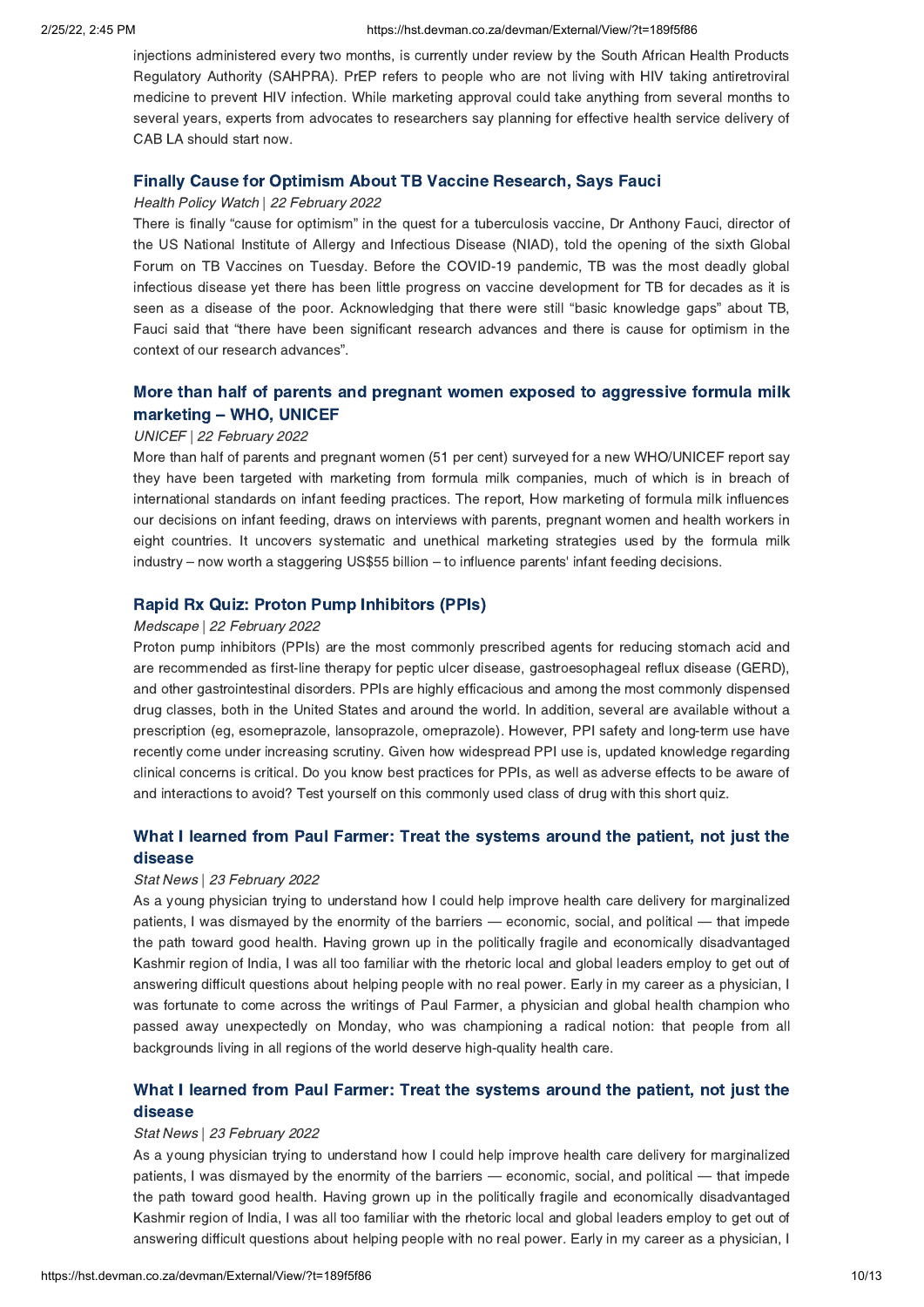injections administered every two months, is currently under review by the South African Health Products Regulatory Authority (SAHPRA). PrEP refers to people who are not living with HIV taking antiretroviral medicine to prevent HIV infection. While marketing approval could take anything from several months to several years, experts from advocates to researchers say planning for effective health service delivery of CAB LA should start now.

### Finally Cause for Optimism About TB Vaccine Research, Says Fauci

*Health Policy Watch* | *22 February 2022*

There is finally "cause for optimism" in the quest for a tuberculosis vaccine, Dr Anthony Fauci, director of the US National Institute of Allergy and Infectious Disease (NIAD), told the opening of the sixth Global Forum on TB Vaccines on Tuesday. Before the COVID-19 pandemic, TB was the most deadly global infectious disease yet there has been little progress on vaccine development for TB for decades as it is seen as a disease of the poor. Acknowledging that there were still "basic knowledge gaps" about TB, Fauci said that "there have been significant research advances and there is cause for optimism in the context of our research advances".

### More than half of parents and pregnant women exposed to aggressive formula milk marketing – WHO, UNICEF

*UNICEF* | *22 February 2022*

More than half of parents and pregnant women (51 per cent) surveyed for a new WHO/UNICEF report say they have been targeted with marketing from formula milk companies, much of which is in breach of international standards on infant feeding practices. The report, How marketing of formula milk influences our decisions on infant feeding, draws on interviews with parents, pregnant women and health workers in eight countries. It uncovers systematic and unethical marketing strategies used by the formula milk industry – now worth a staggering US$55 billion – to influence parents' infant feeding decisions.

### Rapid Rx Quiz: Proton Pump Inhibitors (PPIs)

*Medscape* | *22 February 2022*

Proton pump inhibitors (PPIs) are the most commonly prescribed agents for reducing stomach acid and are recommended as first-line therapy for peptic ulcer disease, gastroesophageal reflux disease (GERD), and other gastrointestinal disorders. PPIs are highly efficacious and among the most commonly dispensed drug classes, both in the United States and around the world. In addition, several are available without a prescription (eg, esomeprazole, lansoprazole, omeprazole). However, PPI safety and long-term use have recently come under increasing scrutiny. Given how widespread PPI use is, updated knowledge regarding clinical concerns is critical. Do you know best practices for PPIs, as well as adverse effects to be aware of and interactions to avoid? Test yourself on this commonly used class of drug with this short quiz.

### What I learned from Paul Farmer: Treat the systems around the patient, not just the disease

*Stat News* | *23 February 2022*

As a young physician trying to understand how I could help improve health care delivery for marginalized patients, I was dismayed by the enormity of the barriers — economic, social, and political — that impede the path toward good health. Having grown up in the politically fragile and economically disadvantaged Kashmir region of India, I was all too familiar with the rhetoric local and global leaders employ to get out of answering difficult questions about helping people with no real power. Early in my career as a physician, I was fortunate to come across the writings of Paul Farmer, a physician and global health champion who passed away unexpectedly on Monday, who was championing a radical notion: that people from all backgrounds living in all regions of the world deserve high-quality health care.

### What I learned from Paul Farmer: Treat the systems around the patient, not just the disease

*Stat News* | *23 February 2022*

As a young physician trying to understand how I could help improve health care delivery for marginalized patients, I was dismayed by the enormity of the barriers — economic, social, and political — that impede the path toward good health. Having grown up in the politically fragile and economically disadvantaged Kashmir region of India, I was all too familiar with the rhetoric local and global leaders employ to get out of answering difficult questions about helping people with no real power. Early in my career as a physician, I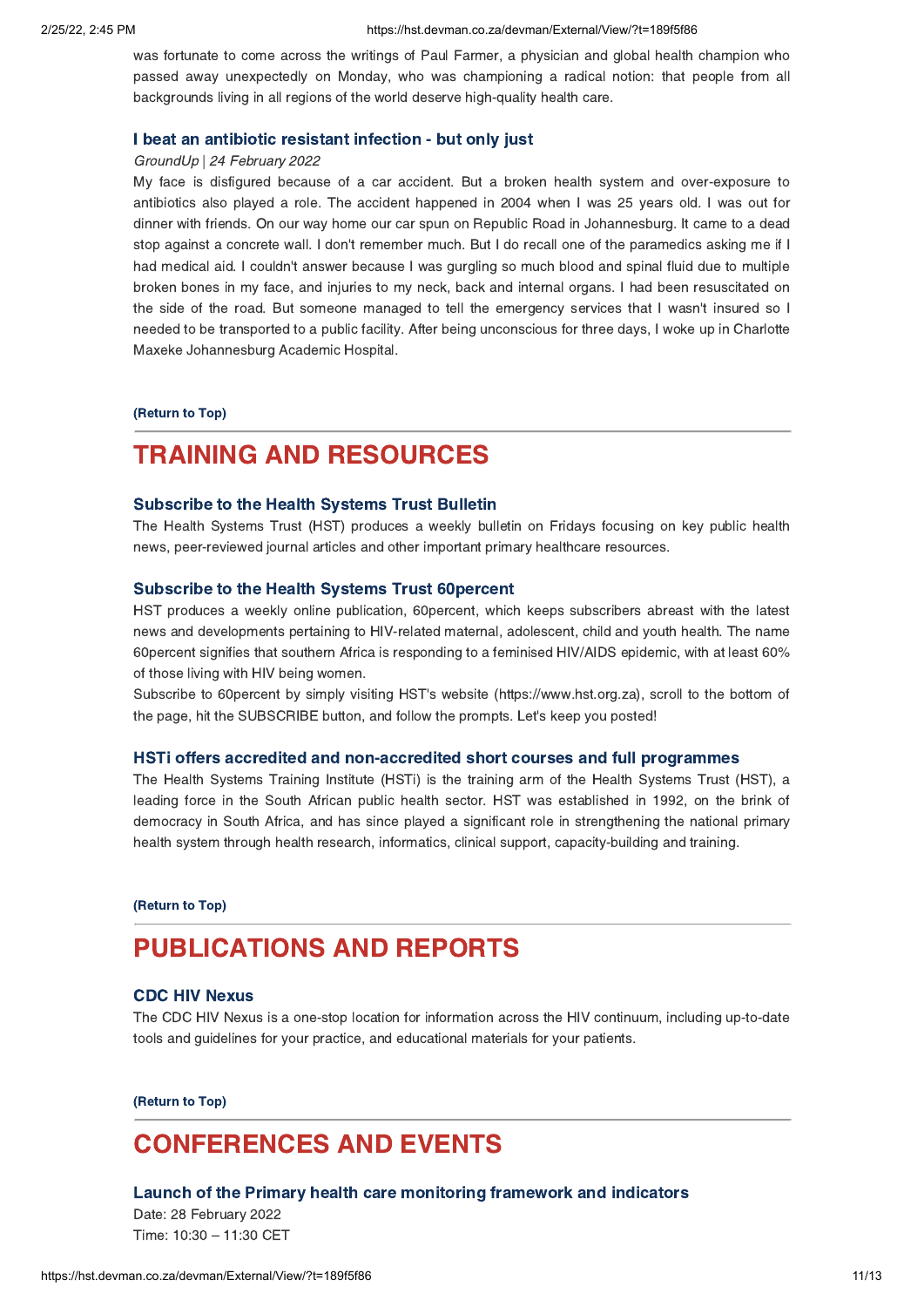was fortunate to come across the writings of Paul Farmer, a physician and global health champion who passed away unexpectedly on Monday, who was championing a radical notion: that people from all backgrounds living in all regions of the world deserve high-quality health care.

### I beat an antibiotic resistant infection - but only just

*GroundUp | 24 February 2022*

My face is disfigured because of a car accident. But a broken health system and over-exposure to antibiotics also played a role. The accident happened in 2004 when I was 25 years old. I was out for dinner with friends. On our way home our car spun on Republic Road in Johannesburg. It came to a dead stop against a concrete wall. I don't remember much. But I do recall one of the paramedics asking me if I had medical aid. I couldn't answer because I was gurgling so much blood and spinal fluid due to multiple broken bones in my face, and injuries to my neck, back and internal organs. I had been resuscitated on the side of the road. But someone managed to tell the emergency services that I wasn't insured so I needed to be transported to a public facility. After being unconscious for three days, I woke up in Charlotte Maxeke Johannesburg Academic Hospital.

**(Return to Top)**

## TRAINING AND RESOURCES

### Subscribe to the Health Systems Trust Bulletin

The Health Systems Trust (HST) produces a weekly bulletin on Fridays focusing on key public health news, peer-reviewed journal articles and other important primary healthcare resources.

### Subscribe to the Health Systems Trust 60percent

HST produces a weekly online publication, 60percent, which keeps subscribers abreast with the latest news and developments pertaining to HIV-related maternal, adolescent, child and youth health. The name 60percent signifies that southern Africa is responding to a feminised HIV/AIDS epidemic, with at least 60% of those living with HIV being women.

Subscribe to 60percent by simply visiting HST's website (https://www.hst.org.za), scroll to the bottom of the page, hit the SUBSCRIBE button, and follow the prompts. Let's keep you posted!

### HSTi offers accredited and non-accredited short courses and full programmes

The Health Systems Training Institute (HSTi) is the training arm of the Health Systems Trust (HST), a leading force in the South African public health sector. HST was established in 1992, on the brink of democracy in South Africa, and has since played a significant role in strengthening the national primary health system through health research, informatics, clinical support, capacity-building and training.

**(Return to Top)**

## PUBLICATIONS AND REPORTS

### CDC HIV Nexus

The CDC HIV Nexus is a one-stop location for information across the HIV continuum, including up-to-date tools and guidelines for your practice, and educational materials for your patients.

**(Return to Top)**

## CONFERENCES AND EVENTS

### Launch of the Primary health care monitoring framework and indicators

Date: 28 February 2022
Time: 10:30 – 11:30 CET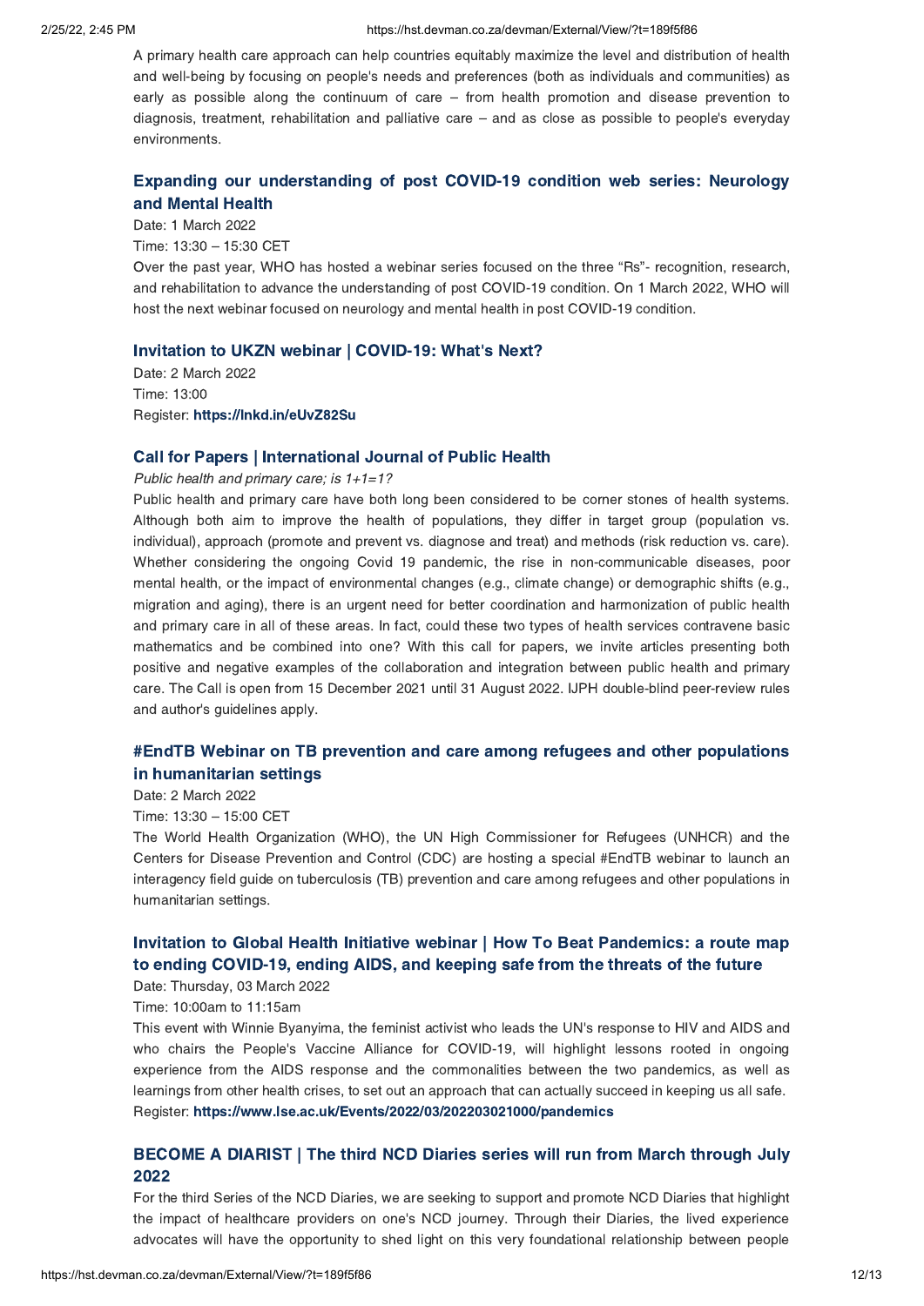A primary health care approach can help countries equitably maximize the level and distribution of health and well-being by focusing on people's needs and preferences (both as individuals and communities) as early as possible along the continuum of care – from health promotion and disease prevention to diagnosis, treatment, rehabilitation and palliative care – and as close as possible to people's everyday environments.

### Expanding our understanding of post COVID-19 condition web series: Neurology and Mental Health

Date: 1 March 2022

Time: 13:30 – 15:30 CET

Over the past year, WHO has hosted a webinar series focused on the three "Rs"- recognition, research, and rehabilitation to advance the understanding of post COVID-19 condition. On 1 March 2022, WHO will host the next webinar focused on neurology and mental health in post COVID-19 condition.

### Invitation to UKZN webinar | COVID-19: What's Next?

Date: 2 March 2022

Time: 13:00

Register: **https://lnkd.in/eUvZ82Su**

### Call for Papers | International Journal of Public Health

*Public health and primary care; is 1+1=1?*

Public health and primary care have both long been considered to be corner stones of health systems. Although both aim to improve the health of populations, they differ in target group (population vs. individual), approach (promote and prevent vs. diagnose and treat) and methods (risk reduction vs. care). Whether considering the ongoing Covid 19 pandemic, the rise in non-communicable diseases, poor mental health, or the impact of environmental changes (e.g., climate change) or demographic shifts (e.g., migration and aging), there is an urgent need for better coordination and harmonization of public health and primary care in all of these areas. In fact, could these two types of health services contravene basic mathematics and be combined into one? With this call for papers, we invite articles presenting both positive and negative examples of the collaboration and integration between public health and primary care. The Call is open from 15 December 2021 until 31 August 2022. IJPH double-blind peer-review rules and author's guidelines apply.

### #EndTB Webinar on TB prevention and care among refugees and other populations in humanitarian settings

Date: 2 March 2022

Time: 13:30 – 15:00 CET

The World Health Organization (WHO), the UN High Commissioner for Refugees (UNHCR) and the Centers for Disease Prevention and Control (CDC) are hosting a special #EndTB webinar to launch an interagency field guide on tuberculosis (TB) prevention and care among refugees and other populations in humanitarian settings.

### Invitation to Global Health Initiative webinar | How To Beat Pandemics: a route map to ending COVID-19, ending AIDS, and keeping safe from the threats of the future

Date: Thursday, 03 March 2022

Time: 10:00am to 11:15am

This event with Winnie Byanyima, the feminist activist who leads the UN's response to HIV and AIDS and who chairs the People's Vaccine Alliance for COVID-19, will highlight lessons rooted in ongoing experience from the AIDS response and the commonalities between the two pandemics, as well as learnings from other health crises, to set out an approach that can actually succeed in keeping us all safe.

Register: **https://www.lse.ac.uk/Events/2022/03/202203021000/pandemics**

### BECOME A DIARIST | The third NCD Diaries series will run from March through July 2022

For the third Series of the NCD Diaries, we are seeking to support and promote NCD Diaries that highlight the impact of healthcare providers on one's NCD journey. Through their Diaries, the lived experience advocates will have the opportunity to shed light on this very foundational relationship between people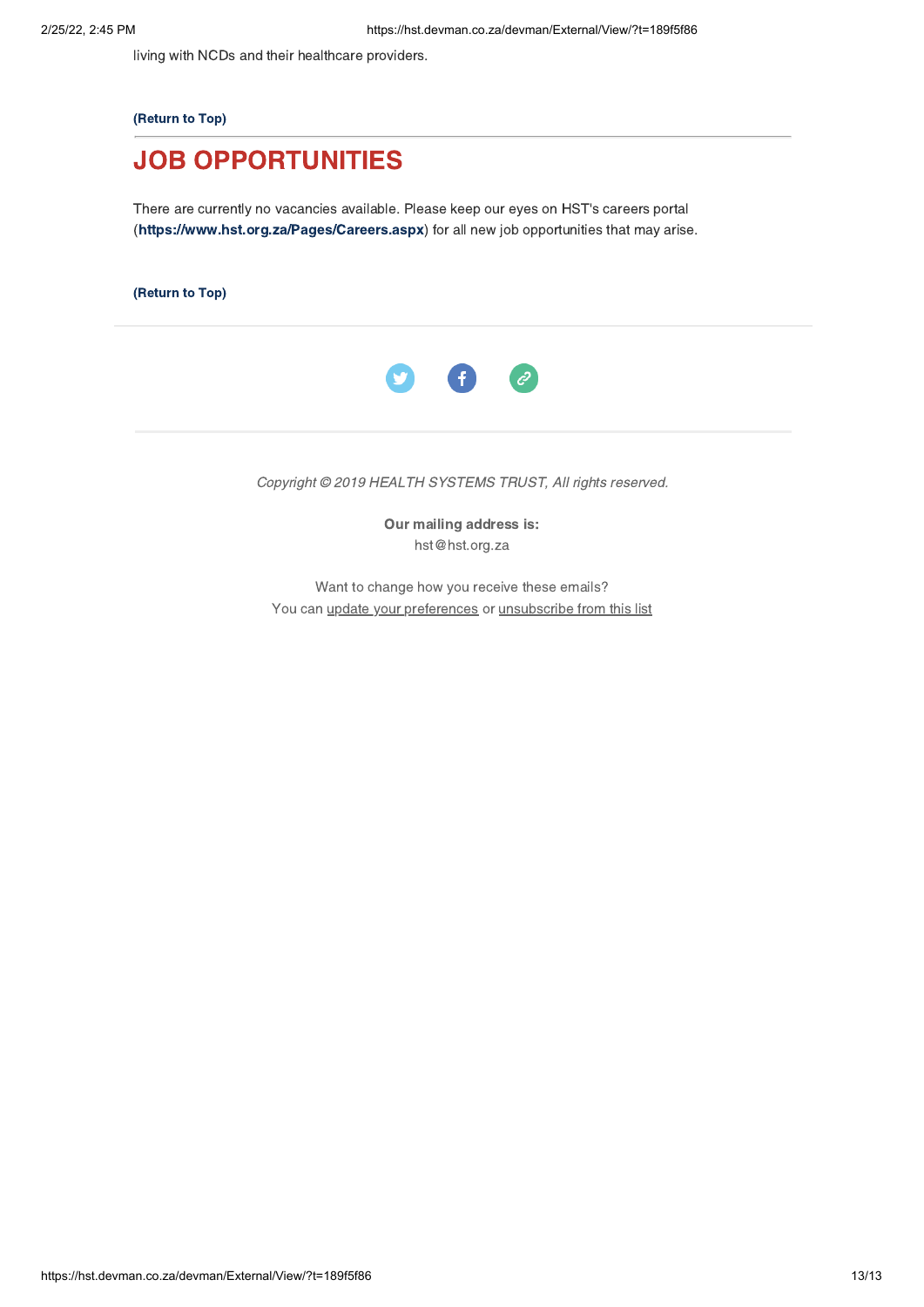living with NCDs and their healthcare providers.

**(Return to Top)**

## JOB OPPORTUNITIES

There are currently no vacancies available. Please keep our eyes on HST's careers portal (**https://www.hst.org.za/Pages/Careers.aspx**) for all new job opportunities that may arise.

**(Return to Top)**

*Copyright © 2019 HEALTH SYSTEMS TRUST, All rights reserved.*

**Our mailing address is:**
hst@hst.org.za

Want to change how you receive these emails?
You can update your preferences or unsubscribe from this list